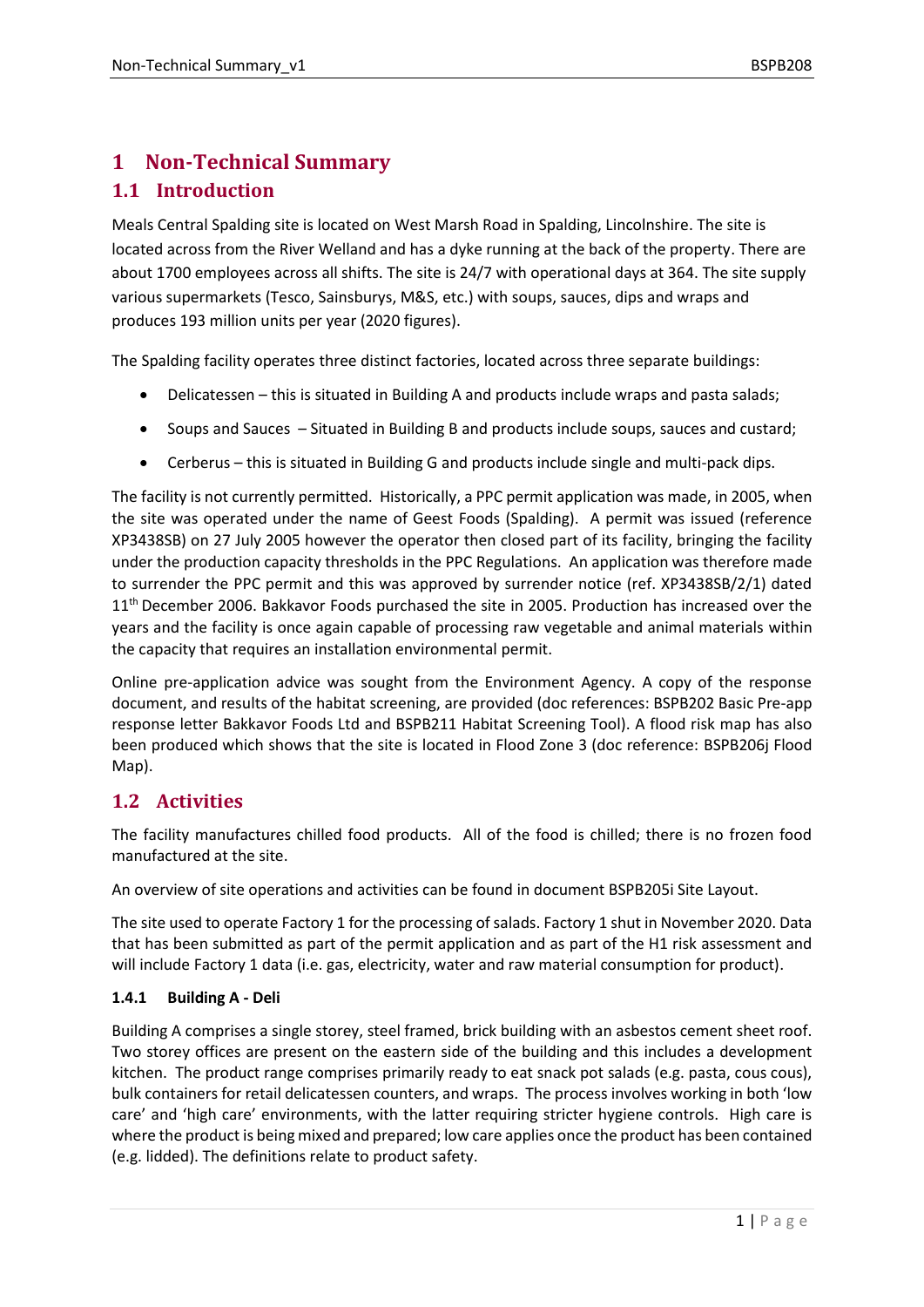# 1 Non-Technical Summary

## 1.1 Introduction

Meals Central Spalding site is located on West Marsh Road in Spalding, Lincolnshire. The site is located across from the River Welland and has a dyke running at the back of the property. There are about 1700 employees across all shifts. The site is 24/7 with operational days at 364. The site supply various supermarkets (Tesco, Sainsburys, M&S, etc.) with soups, sauces, dips and wraps and produces 193 million units per year (2020 figures).

The Spalding facility operates three distinct factories, located across three separate buildings:

- Delicatessen – this is situated in Building A and products include wraps and pasta salads;
- Soups and Sauces – Situated in Building B and products include soups, sauces and custard;
- Cerberus – this is situated in Building G and products include single and multi-pack dips.

The facility is not currently permitted. Historically, a PPC permit application was made, in 2005, when the site was operated under the name of Geest Foods (Spalding). A permit was issued (reference XP3438SB) on 27 July 2005 however the operator then closed part of its facility, bringing the facility under the production capacity thresholds in the PPC Regulations. An application was therefore made to surrender the PPC permit and this was approved by surrender notice (ref. XP3438SB/2/1) dated 11th December 2006. Bakkavor Foods purchased the site in 2005. Production has increased over the years and the facility is once again capable of processing raw vegetable and animal materials within the capacity that requires an installation environmental permit.

Online pre-application advice was sought from the Environment Agency. A copy of the response document, and results of the habitat screening, are provided (doc references: BSPB202 Basic Pre-app response letter Bakkavor Foods Ltd and BSPB211 Habitat Screening Tool). A flood risk map has also been produced which shows that the site is located in Flood Zone 3 (doc reference: BSPB206j Flood Map).

## 1.2 Activities

The facility manufactures chilled food products. All of the food is chilled; there is no frozen food manufactured at the site.

An overview of site operations and activities can be found in document BSPB205i Site Layout.

The site used to operate Factory 1 for the processing of salads. Factory 1 shut in November 2020. Data that has been submitted as part of the permit application and as part of the H1 risk assessment and will include Factory 1 data (i.e. gas, electricity, water and raw material consumption for product).

#### 1.4.1 Building A - Deli

Building A comprises a single storey, steel framed, brick building with an asbestos cement sheet roof. Two storey offices are present on the eastern side of the building and this includes a development kitchen. The product range comprises primarily ready to eat snack pot salads (e.g. pasta, cous cous), bulk containers for retail delicatessen counters, and wraps. The process involves working in both 'low care' and 'high care' environments, with the latter requiring stricter hygiene controls. High care is where the product is being mixed and prepared; low care applies once the product has been contained (e.g. lidded). The definitions relate to product safety.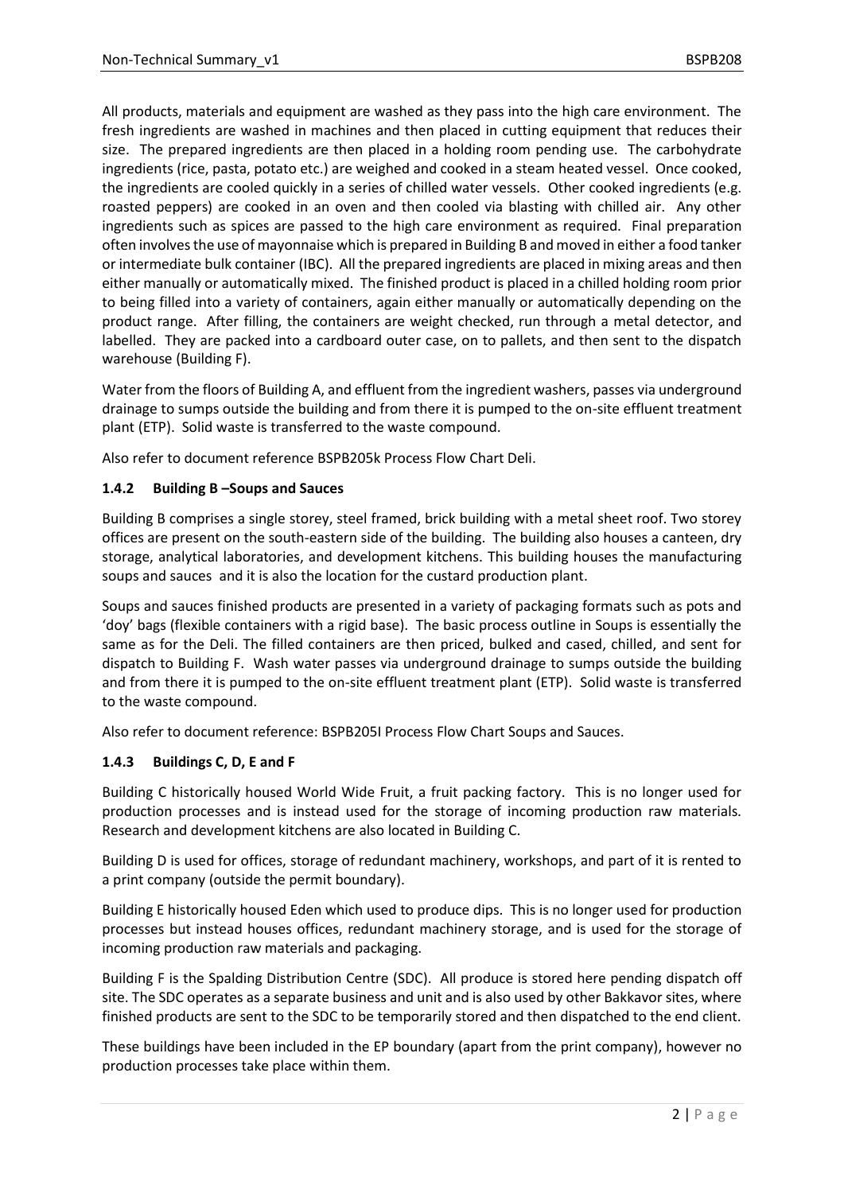All products, materials and equipment are washed as they pass into the high care environment. The fresh ingredients are washed in machines and then placed in cutting equipment that reduces their size. The prepared ingredients are then placed in a holding room pending use. The carbohydrate ingredients (rice, pasta, potato etc.) are weighed and cooked in a steam heated vessel. Once cooked, the ingredients are cooled quickly in a series of chilled water vessels. Other cooked ingredients (e.g. roasted peppers) are cooked in an oven and then cooled via blasting with chilled air. Any other ingredients such as spices are passed to the high care environment as required. Final preparation often involves the use of mayonnaise which is prepared in Building B and moved in either a food tanker or intermediate bulk container (IBC). All the prepared ingredients are placed in mixing areas and then either manually or automatically mixed. The finished product is placed in a chilled holding room prior to being filled into a variety of containers, again either manually or automatically depending on the product range. After filling, the containers are weight checked, run through a metal detector, and labelled. They are packed into a cardboard outer case, on to pallets, and then sent to the dispatch warehouse (Building F).

Water from the floors of Building A, and effluent from the ingredient washers, passes via underground drainage to sumps outside the building and from there it is pumped to the on-site effluent treatment plant (ETP). Solid waste is transferred to the waste compound.

Also refer to document reference BSPB205k Process Flow Chart Deli.

### 1.4.2 Building B –Soups and Sauces

Building B comprises a single storey, steel framed, brick building with a metal sheet roof. Two storey offices are present on the south-eastern side of the building. The building also houses a canteen, dry storage, analytical laboratories, and development kitchens. This building houses the manufacturing soups and sauces and it is also the location for the custard production plant.

Soups and sauces finished products are presented in a variety of packaging formats such as pots and 'doy' bags (flexible containers with a rigid base). The basic process outline in Soups is essentially the same as for the Deli. The filled containers are then priced, bulked and cased, chilled, and sent for dispatch to Building F. Wash water passes via underground drainage to sumps outside the building and from there it is pumped to the on-site effluent treatment plant (ETP). Solid waste is transferred to the waste compound.

Also refer to document reference: BSPB205I Process Flow Chart Soups and Sauces.

### 1.4.3 Buildings C, D, E and F

Building C historically housed World Wide Fruit, a fruit packing factory. This is no longer used for production processes and is instead used for the storage of incoming production raw materials. Research and development kitchens are also located in Building C.

Building D is used for offices, storage of redundant machinery, workshops, and part of it is rented to a print company (outside the permit boundary).

Building E historically housed Eden which used to produce dips. This is no longer used for production processes but instead houses offices, redundant machinery storage, and is used for the storage of incoming production raw materials and packaging.

Building F is the Spalding Distribution Centre (SDC). All produce is stored here pending dispatch off site. The SDC operates as a separate business and unit and is also used by other Bakkavor sites, where finished products are sent to the SDC to be temporarily stored and then dispatched to the end client.

These buildings have been included in the EP boundary (apart from the print company), however no production processes take place within them.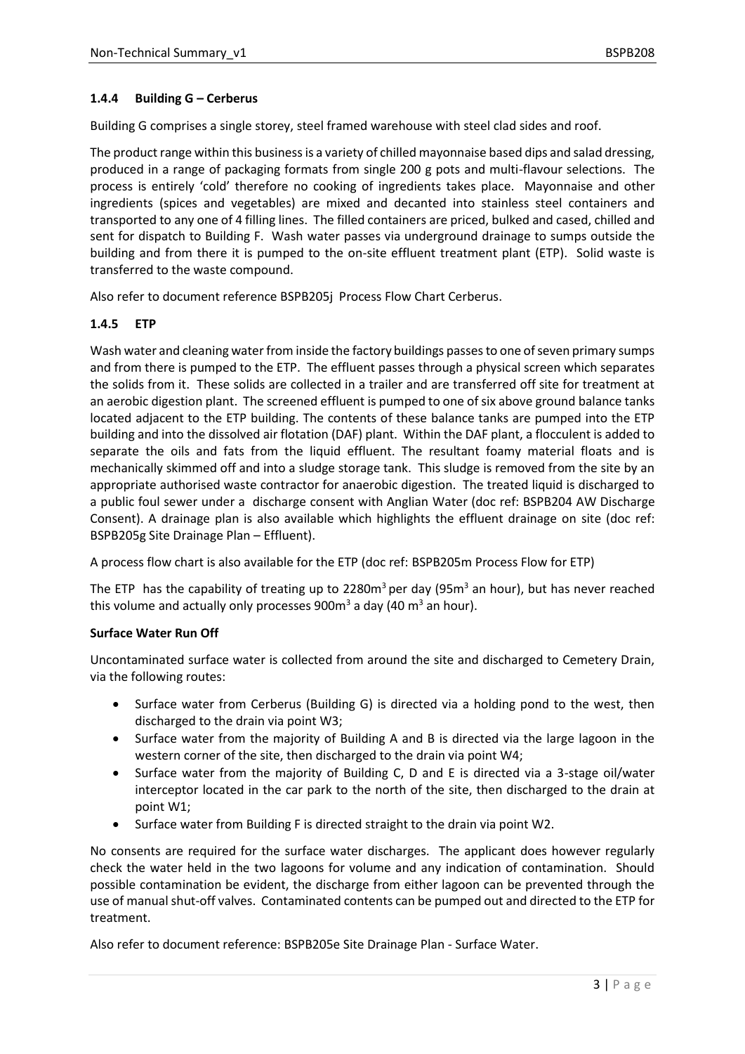### 1.4.4 Building G – Cerberus

Building G comprises a single storey, steel framed warehouse with steel clad sides and roof.

The product range within this business is a variety of chilled mayonnaise based dips and salad dressing, produced in a range of packaging formats from single 200 g pots and multi-flavour selections. The process is entirely 'cold' therefore no cooking of ingredients takes place. Mayonnaise and other ingredients (spices and vegetables) are mixed and decanted into stainless steel containers and transported to any one of 4 filling lines. The filled containers are priced, bulked and cased, chilled and sent for dispatch to Building F. Wash water passes via underground drainage to sumps outside the building and from there it is pumped to the on-site effluent treatment plant (ETP). Solid waste is transferred to the waste compound.

Also refer to document reference BSPB205j Process Flow Chart Cerberus.

### 1.4.5 ETP

Wash water and cleaning water from inside the factory buildings passes to one of seven primary sumps and from there is pumped to the ETP. The effluent passes through a physical screen which separates the solids from it. These solids are collected in a trailer and are transferred off site for treatment at an aerobic digestion plant. The screened effluent is pumped to one of six above ground balance tanks located adjacent to the ETP building. The contents of these balance tanks are pumped into the ETP building and into the dissolved air flotation (DAF) plant. Within the DAF plant, a flocculent is added to separate the oils and fats from the liquid effluent. The resultant foamy material floats and is mechanically skimmed off and into a sludge storage tank. This sludge is removed from the site by an appropriate authorised waste contractor for anaerobic digestion. The treated liquid is discharged to a public foul sewer under a discharge consent with Anglian Water (doc ref: BSPB204 AW Discharge Consent). A drainage plan is also available which highlights the effluent drainage on site (doc ref: BSPB205g Site Drainage Plan – Effluent).

A process flow chart is also available for the ETP (doc ref: BSPB205m Process Flow for ETP)

The ETP has the capability of treating up to 2280m$^3$ per day (95m$^3$ an hour), but has never reached this volume and actually only processes 900m$^3$ a day (40 m$^3$ an hour).

**Surface Water Run Off**

Uncontaminated surface water is collected from around the site and discharged to Cemetery Drain, via the following routes:

- Surface water from Cerberus (Building G) is directed via a holding pond to the west, then discharged to the drain via point W3;
- Surface water from the majority of Building A and B is directed via the large lagoon in the western corner of the site, then discharged to the drain via point W4;
- Surface water from the majority of Building C, D and E is directed via a 3-stage oil/water interceptor located in the car park to the north of the site, then discharged to the drain at point W1;
- Surface water from Building F is directed straight to the drain via point W2.

No consents are required for the surface water discharges. The applicant does however regularly check the water held in the two lagoons for volume and any indication of contamination. Should possible contamination be evident, the discharge from either lagoon can be prevented through the use of manual shut-off valves. Contaminated contents can be pumped out and directed to the ETP for treatment.

Also refer to document reference: BSPB205e Site Drainage Plan - Surface Water.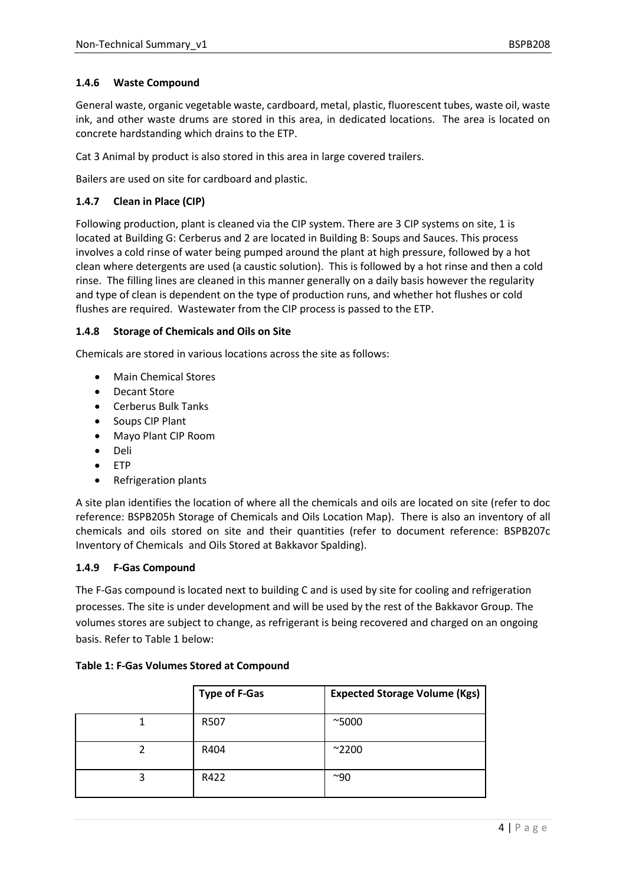### 1.4.6 Waste Compound

General waste, organic vegetable waste, cardboard, metal, plastic, fluorescent tubes, waste oil, waste ink, and other waste drums are stored in this area, in dedicated locations. The area is located on concrete hardstanding which drains to the ETP.

Cat 3 Animal by product is also stored in this area in large covered trailers.

Bailers are used on site for cardboard and plastic.

### 1.4.7 Clean in Place (CIP)

Following production, plant is cleaned via the CIP system. There are 3 CIP systems on site, 1 is located at Building G: Cerberus and 2 are located in Building B: Soups and Sauces. This process involves a cold rinse of water being pumped around the plant at high pressure, followed by a hot clean where detergents are used (a caustic solution). This is followed by a hot rinse and then a cold rinse. The filling lines are cleaned in this manner generally on a daily basis however the regularity and type of clean is dependent on the type of production runs, and whether hot flushes or cold flushes are required. Wastewater from the CIP process is passed to the ETP.

### 1.4.8 Storage of Chemicals and Oils on Site

Chemicals are stored in various locations across the site as follows:

- Main Chemical Stores
- Decant Store
- Cerberus Bulk Tanks
- Soups CIP Plant
- Mayo Plant CIP Room
- Deli
- ETP
- Refrigeration plants

A site plan identifies the location of where all the chemicals and oils are located on site (refer to doc reference: BSPB205h Storage of Chemicals and Oils Location Map). There is also an inventory of all chemicals and oils stored on site and their quantities (refer to document reference: BSPB207c Inventory of Chemicals and Oils Stored at Bakkavor Spalding).

### 1.4.9 F-Gas Compound

The F-Gas compound is located next to building C and is used by site for cooling and refrigeration processes. The site is under development and will be used by the rest of the Bakkavor Group. The volumes stores are subject to change, as refrigerant is being recovered and charged on an ongoing basis. Refer to Table 1 below:

**Table 1: F-Gas Volumes Stored at Compound**

| | Type of F-Gas | Expected Storage Volume (Kgs) |
|---|---|---|
| 1 | R507 | ~5000 |
| 2 | R404 | ~2200 |
| 3 | R422 | ~90 |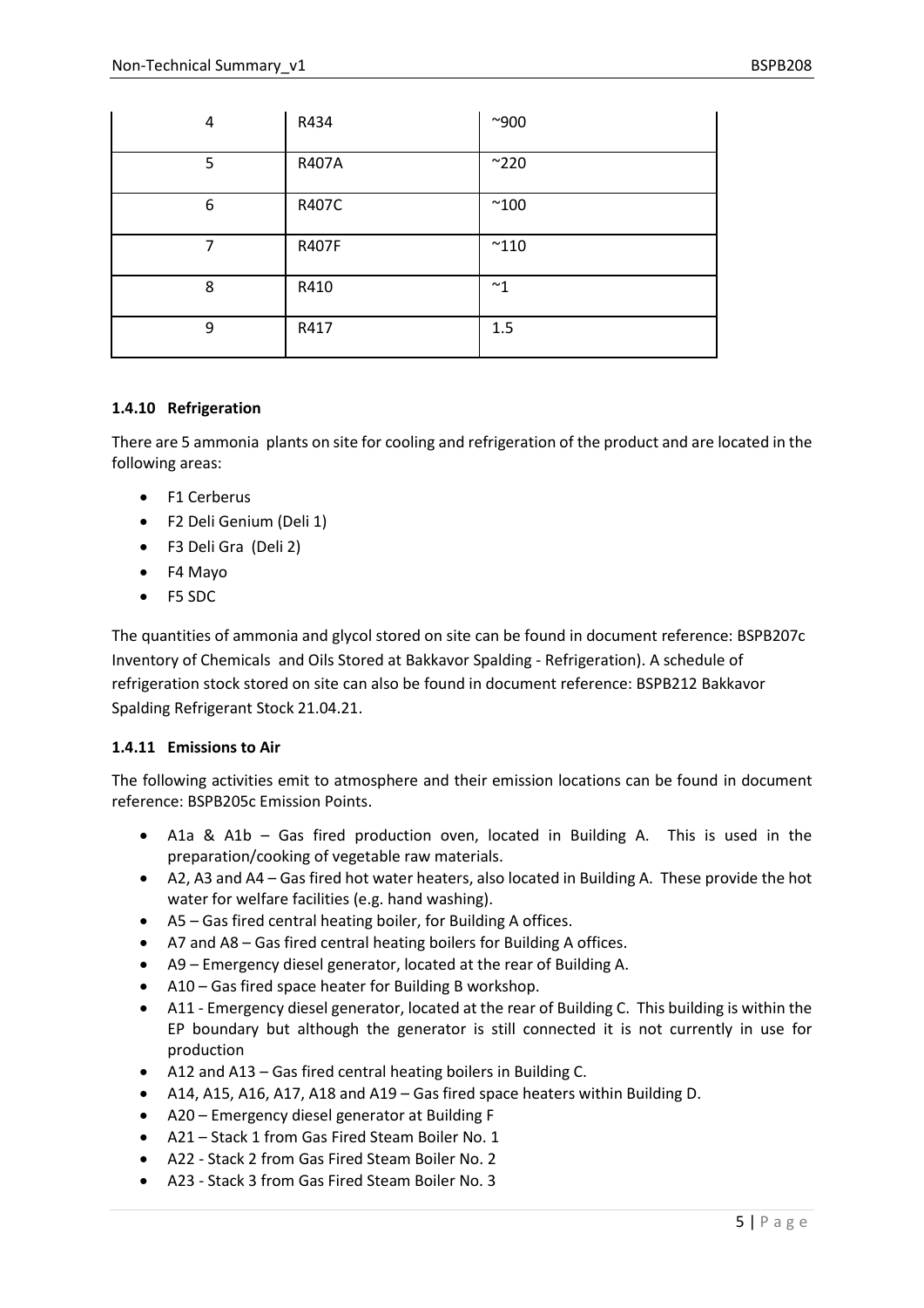| 4 | R434 | ~900 |
|---|---|---|
| 5 | R407A | ~220 |
| 6 | R407C | ~100 |
| 7 | R407F | ~110 |
| 8 | R410 | ~1 |
| 9 | R417 | 1.5 |

### 1.4.10 Refrigeration

There are 5 ammonia plants on site for cooling and refrigeration of the product and are located in the following areas:

- F1 Cerberus
- F2 Deli Genium (Deli 1)
- F3 Deli Gra (Deli 2)
- F4 Mayo
- F5 SDC

The quantities of ammonia and glycol stored on site can be found in document reference: BSPB207c Inventory of Chemicals and Oils Stored at Bakkavor Spalding - Refrigeration). A schedule of refrigeration stock stored on site can also be found in document reference: BSPB212 Bakkavor Spalding Refrigerant Stock 21.04.21.

### 1.4.11 Emissions to Air

The following activities emit to atmosphere and their emission locations can be found in document reference: BSPB205c Emission Points.

- A1a & A1b – Gas fired production oven, located in Building A. This is used in the preparation/cooking of vegetable raw materials.
- A2, A3 and A4 – Gas fired hot water heaters, also located in Building A. These provide the hot water for welfare facilities (e.g. hand washing).
- A5 – Gas fired central heating boiler, for Building A offices.
- A7 and A8 – Gas fired central heating boilers for Building A offices.
- A9 – Emergency diesel generator, located at the rear of Building A.
- A10 – Gas fired space heater for Building B workshop.
- A11 - Emergency diesel generator, located at the rear of Building C. This building is within the EP boundary but although the generator is still connected it is not currently in use for production
- A12 and A13 – Gas fired central heating boilers in Building C.
- A14, A15, A16, A17, A18 and A19 – Gas fired space heaters within Building D.
- A20 – Emergency diesel generator at Building F
- A21 – Stack 1 from Gas Fired Steam Boiler No. 1
- A22 - Stack 2 from Gas Fired Steam Boiler No. 2
- A23 - Stack 3 from Gas Fired Steam Boiler No. 3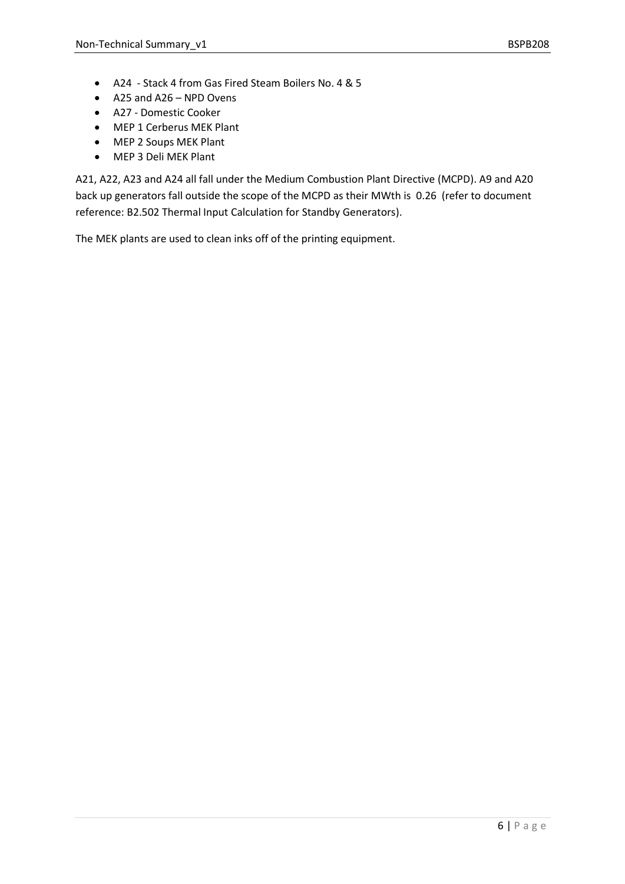- A24 - Stack 4 from Gas Fired Steam Boilers No. 4 & 5
- A25 and A26 – NPD Ovens
- A27 - Domestic Cooker
- MEP 1 Cerberus MEK Plant
- MEP 2 Soups MEK Plant
- MEP 3 Deli MEK Plant

A21, A22, A23 and A24 all fall under the Medium Combustion Plant Directive (MCPD). A9 and A20 back up generators fall outside the scope of the MCPD as their MWth is 0.26 (refer to document reference: B2.502 Thermal Input Calculation for Standby Generators).

The MEK plants are used to clean inks off of the printing equipment.